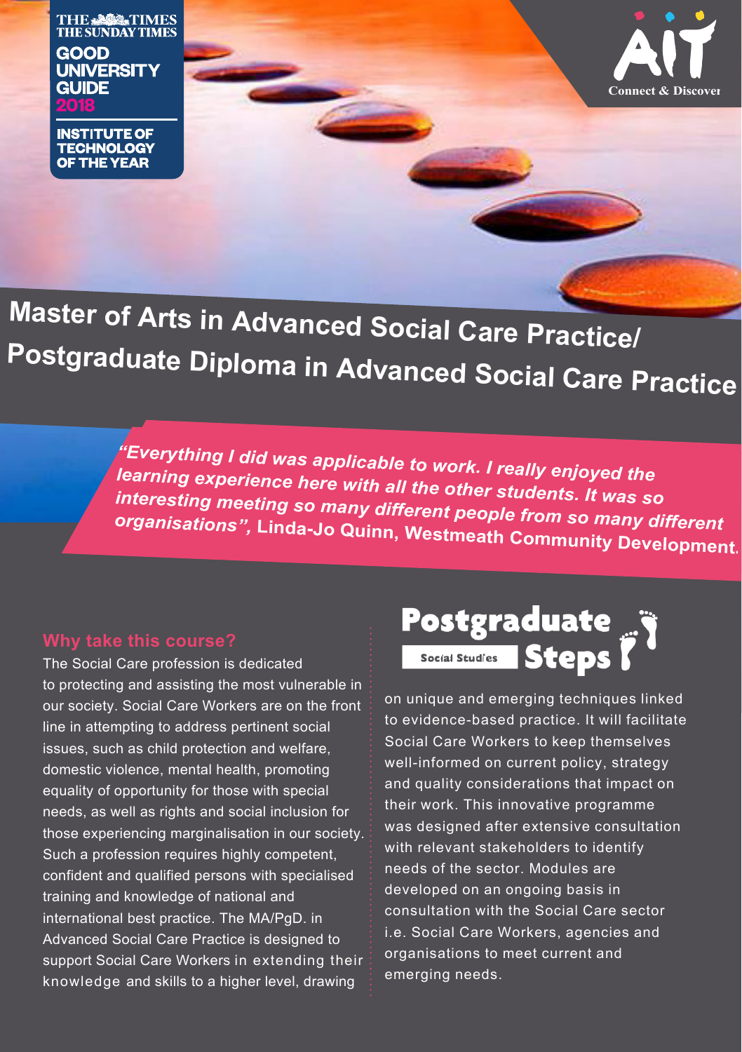THE TIMES THE SUNDAY TIMES
GOOD UNIVERSITY GUIDE 2018
INSTITUTE OF TECHNOLOGY OF THE YEAR

AIT Connect & Discover

# Master of Arts in Advanced Social Care Practice/ Postgraduate Diploma in Advanced Social Care Practice

*"Everything I did was applicable to work. I really enjoyed the learning experience here with all the other students. It was so interesting meeting so many different people from so many different organisations"*, **Linda-Jo Quinn, Westmeath Community Development.**

## Why take this course?

The Social Care profession is dedicated to protecting and assisting the most vulnerable in our society. Social Care Workers are on the front line in attempting to address pertinent social issues, such as child protection and welfare, domestic violence, mental health, promoting equality of opportunity for those with special needs, as well as rights and social inclusion for those experiencing marginalisation in our society. Such a profession requires highly competent, confident and qualified persons with specialised training and knowledge of national and international best practice. The MA/PgD. in Advanced Social Care Practice is designed to support Social Care Workers in extending their knowledge and skills to a higher level, drawing on unique and emerging techniques linked to evidence-based practice. It will facilitate Social Care Workers to keep themselves well-informed on current policy, strategy and quality considerations that impact on their work. This innovative programme was designed after extensive consultation with relevant stakeholders to identify needs of the sector. Modules are developed on an ongoing basis in consultation with the Social Care sector i.e. Social Care Workers, agencies and organisations to meet current and emerging needs.

Postgraduate Steps — Social Studies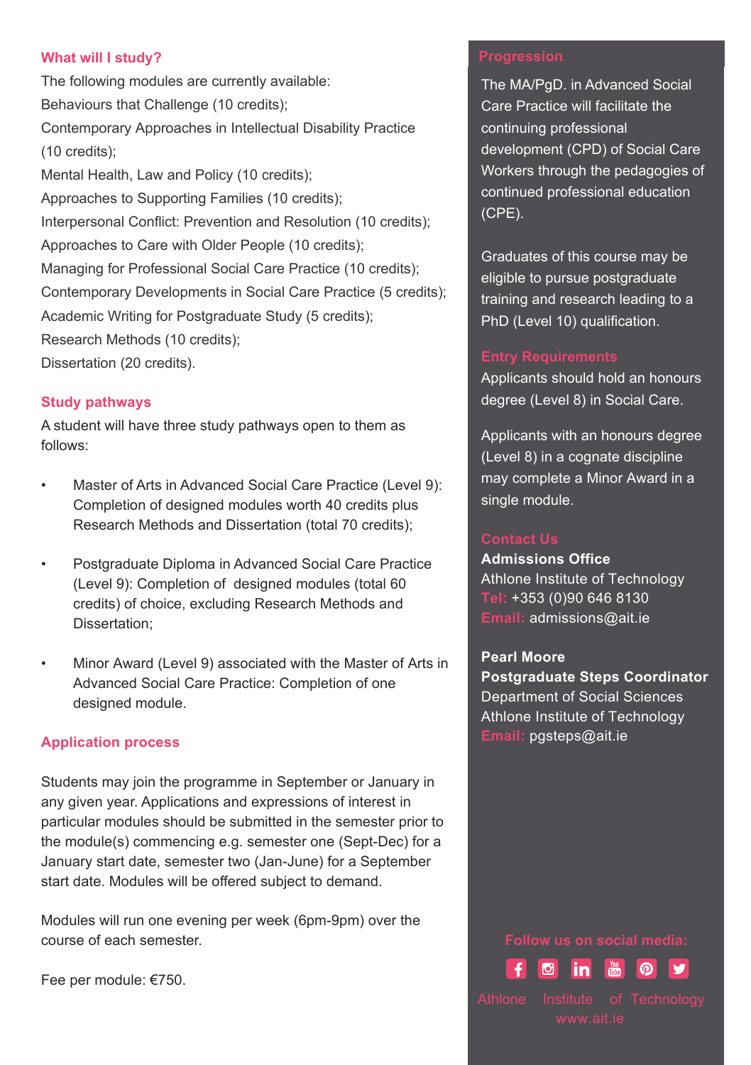## What will I study?

The following modules are currently available:

Behaviours that Challenge (10 credits);
Contemporary Approaches in Intellectual Disability Practice (10 credits);
Mental Health, Law and Policy (10 credits);
Approaches to Supporting Families (10 credits);
Interpersonal Conflict: Prevention and Resolution (10 credits);
Approaches to Care with Older People (10 credits);
Managing for Professional Social Care Practice (10 credits);
Contemporary Developments in Social Care Practice (5 credits);
Academic Writing for Postgraduate Study (5 credits);
Research Methods (10 credits);
Dissertation (20 credits).

## Study pathways

A student will have three study pathways open to them as follows:

- Master of Arts in Advanced Social Care Practice (Level 9): Completion of designed modules worth 40 credits plus Research Methods and Dissertation (total 70 credits);
- Postgraduate Diploma in Advanced Social Care Practice (Level 9): Completion of designed modules (total 60 credits) of choice, excluding Research Methods and Dissertation;
- Minor Award (Level 9) associated with the Master of Arts in Advanced Social Care Practice: Completion of one designed module.

## Application process

Students may join the programme in September or January in any given year. Applications and expressions of interest in particular modules should be submitted in the semester prior to the module(s) commencing e.g. semester one (Sept-Dec) for a January start date, semester two (Jan-June) for a September start date. Modules will be offered subject to demand.

Modules will run one evening per week (6pm-9pm) over the course of each semester.

Fee per module: €750.

## Progression

The MA/PgD. in Advanced Social Care Practice will facilitate the continuing professional development (CPD) of Social Care Workers through the pedagogies of continued professional education (CPE).

Graduates of this course may be eligible to pursue postgraduate training and research leading to a PhD (Level 10) qualification.

## Entry Requirements

Applicants should hold an honours degree (Level 8) in Social Care.

Applicants with an honours degree (Level 8) in a cognate discipline may complete a Minor Award in a single module.

## Contact Us

**Admissions Office**
Athlone Institute of Technology
Tel: +353 (0)90 646 8130
Email: admissions@ait.ie

**Pearl Moore**
**Postgraduate Steps Coordinator**
Department of Social Sciences
Athlone Institute of Technology
Email: pgsteps@ait.ie

Follow us on social media:

Athlone Institute of Technology
www.ait.ie